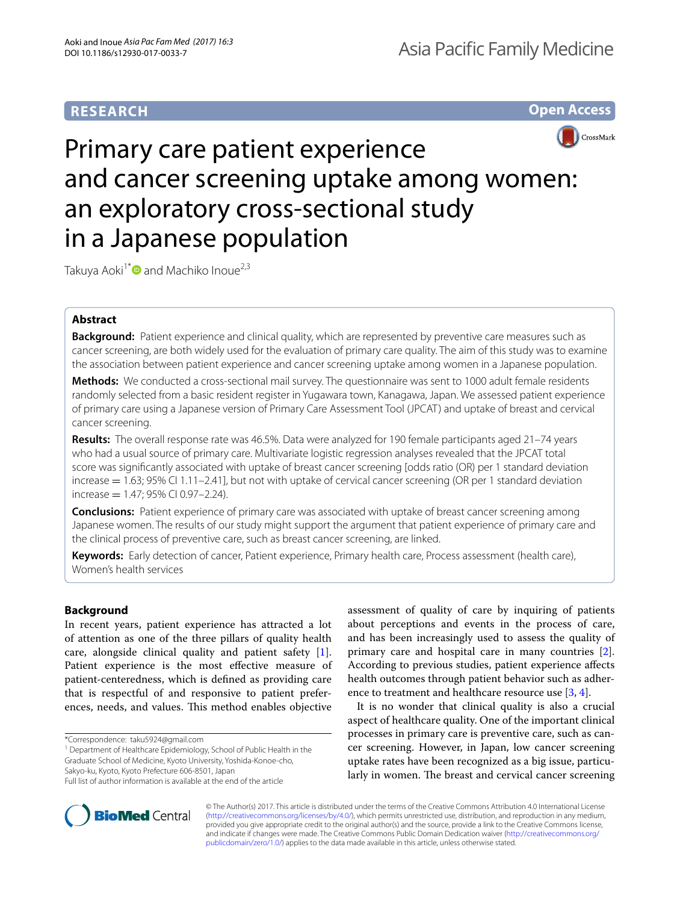RESEARCH

Open Access

# Primary care patient experience and cancer screening uptake among women: an exploratory cross-sectional study in a Japanese population

Takuya Aoki[1*] and Machiko Inoue[2,3]

## Abstract

**Background:** Patient experience and clinical quality, which are represented by preventive care measures such as cancer screening, are both widely used for the evaluation of primary care quality. The aim of this study was to examine the association between patient experience and cancer screening uptake among women in a Japanese population.

**Methods:** We conducted a cross-sectional mail survey. The questionnaire was sent to 1000 adult female residents randomly selected from a basic resident register in Yugawara town, Kanagawa, Japan. We assessed patient experience of primary care using a Japanese version of Primary Care Assessment Tool (JPCAT) and uptake of breast and cervical cancer screening.

**Results:** The overall response rate was 46.5%. Data were analyzed for 190 female participants aged 21–74 years who had a usual source of primary care. Multivariate logistic regression analyses revealed that the JPCAT total score was significantly associated with uptake of breast cancer screening [odds ratio (OR) per 1 standard deviation increase = 1.63; 95% CI 1.11–2.41], but not with uptake of cervical cancer screening (OR per 1 standard deviation increase = 1.47; 95% CI 0.97–2.24).

**Conclusions:** Patient experience of primary care was associated with uptake of breast cancer screening among Japanese women. The results of our study might support the argument that patient experience of primary care and the clinical process of preventive care, such as breast cancer screening, are linked.

**Keywords:** Early detection of cancer, Patient experience, Primary health care, Process assessment (health care), Women's health services

## Background

In recent years, patient experience has attracted a lot of attention as one of the three pillars of quality health care, alongside clinical quality and patient safety [1]. Patient experience is the most effective measure of patient-centeredness, which is defined as providing care that is respectful of and responsive to patient preferences, needs, and values. This method enables objective assessment of quality of care by inquiring of patients about perceptions and events in the process of care, and has been increasingly used to assess the quality of primary care and hospital care in many countries [2]. According to previous studies, patient experience affects health outcomes through patient behavior such as adherence to treatment and healthcare resource use [3, 4].

It is no wonder that clinical quality is also a crucial aspect of healthcare quality. One of the important clinical processes in primary care is preventive care, such as cancer screening. However, in Japan, low cancer screening uptake rates have been recognized as a big issue, particularly in women. The breast and cervical cancer screening

*Correspondence: taku5924@gmail.com
[1] Department of Healthcare Epidemiology, School of Public Health in the Graduate School of Medicine, Kyoto University, Yoshida-Konoe-cho, Sakyo-ku, Kyoto, Kyoto Prefecture 606-8501, Japan
Full list of author information is available at the end of the article

© The Author(s) 2017. This article is distributed under the terms of the Creative Commons Attribution 4.0 International License (http://creativecommons.org/licenses/by/4.0/), which permits unrestricted use, distribution, and reproduction in any medium, provided you give appropriate credit to the original author(s) and the source, provide a link to the Creative Commons license, and indicate if changes were made. The Creative Commons Public Domain Dedication waiver (http://creativecommons.org/publicdomain/zero/1.0/) applies to the data made available in this article, unless otherwise stated.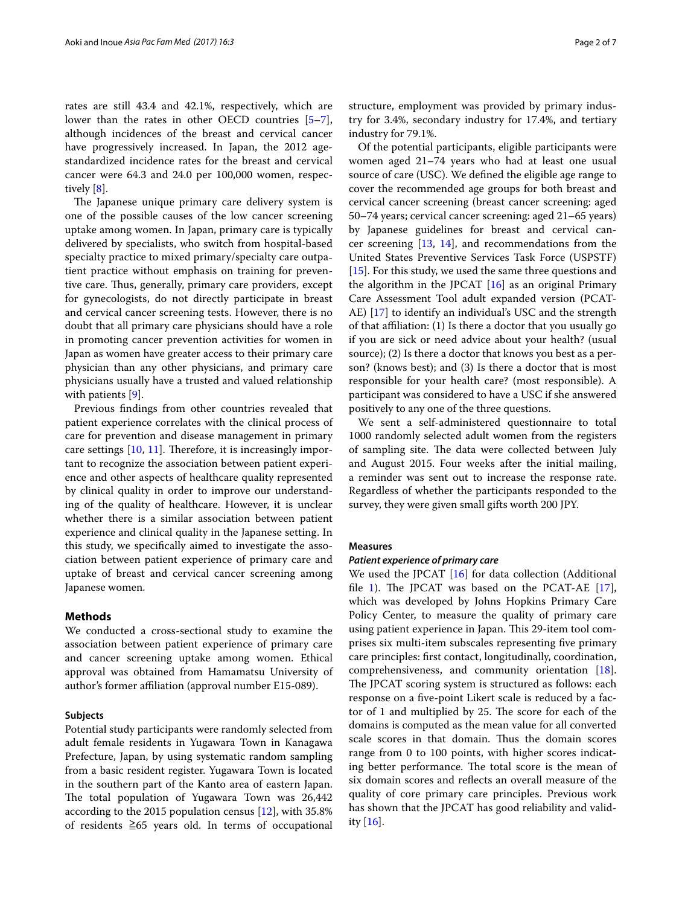rates are still 43.4 and 42.1%, respectively, which are lower than the rates in other OECD countries [5–7], although incidences of the breast and cervical cancer have progressively increased. In Japan, the 2012 age-standardized incidence rates for the breast and cervical cancer were 64.3 and 24.0 per 100,000 women, respectively [8].

The Japanese unique primary care delivery system is one of the possible causes of the low cancer screening uptake among women. In Japan, primary care is typically delivered by specialists, who switch from hospital-based specialty practice to mixed primary/specialty care outpatient practice without emphasis on training for preventive care. Thus, generally, primary care providers, except for gynecologists, do not directly participate in breast and cervical cancer screening tests. However, there is no doubt that all primary care physicians should have a role in promoting cancer prevention activities for women in Japan as women have greater access to their primary care physician than any other physicians, and primary care physicians usually have a trusted and valued relationship with patients [9].

Previous findings from other countries revealed that patient experience correlates with the clinical process of care for prevention and disease management in primary care settings [10, 11]. Therefore, it is increasingly important to recognize the association between patient experience and other aspects of healthcare quality represented by clinical quality in order to improve our understanding of the quality of healthcare. However, it is unclear whether there is a similar association between patient experience and clinical quality in the Japanese setting. In this study, we specifically aimed to investigate the association between patient experience of primary care and uptake of breast and cervical cancer screening among Japanese women.

## Methods

We conducted a cross-sectional study to examine the association between patient experience of primary care and cancer screening uptake among women. Ethical approval was obtained from Hamamatsu University of author's former affiliation (approval number E15-089).

### Subjects

Potential study participants were randomly selected from adult female residents in Yugawara Town in Kanagawa Prefecture, Japan, by using systematic random sampling from a basic resident register. Yugawara Town is located in the southern part of the Kanto area of eastern Japan. The total population of Yugawara Town was 26,442 according to the 2015 population census [12], with 35.8% of residents ≧65 years old. In terms of occupational structure, employment was provided by primary industry for 3.4%, secondary industry for 17.4%, and tertiary industry for 79.1%.

Of the potential participants, eligible participants were women aged 21–74 years who had at least one usual source of care (USC). We defined the eligible age range to cover the recommended age groups for both breast and cervical cancer screening (breast cancer screening: aged 50–74 years; cervical cancer screening: aged 21–65 years) by Japanese guidelines for breast and cervical cancer screening [13, 14], and recommendations from the United States Preventive Services Task Force (USPSTF) [15]. For this study, we used the same three questions and the algorithm in the JPCAT [16] as an original Primary Care Assessment Tool adult expanded version (PCAT-AE) [17] to identify an individual's USC and the strength of that affiliation: (1) Is there a doctor that you usually go if you are sick or need advice about your health? (usual source); (2) Is there a doctor that knows you best as a person? (knows best); and (3) Is there a doctor that is most responsible for your health care? (most responsible). A participant was considered to have a USC if she answered positively to any one of the three questions.

We sent a self-administered questionnaire to total 1000 randomly selected adult women from the registers of sampling site. The data were collected between July and August 2015. Four weeks after the initial mailing, a reminder was sent out to increase the response rate. Regardless of whether the participants responded to the survey, they were given small gifts worth 200 JPY.

### Measures

#### *Patient experience of primary care*

We used the JPCAT [16] for data collection (Additional file 1). The JPCAT was based on the PCAT-AE [17], which was developed by Johns Hopkins Primary Care Policy Center, to measure the quality of primary care using patient experience in Japan. This 29-item tool comprises six multi-item subscales representing five primary care principles: first contact, longitudinally, coordination, comprehensiveness, and community orientation [18]. The JPCAT scoring system is structured as follows: each response on a five-point Likert scale is reduced by a factor of 1 and multiplied by 25. The score for each of the domains is computed as the mean value for all converted scale scores in that domain. Thus the domain scores range from 0 to 100 points, with higher scores indicating better performance. The total score is the mean of six domain scores and reflects an overall measure of the quality of core primary care principles. Previous work has shown that the JPCAT has good reliability and validity [16].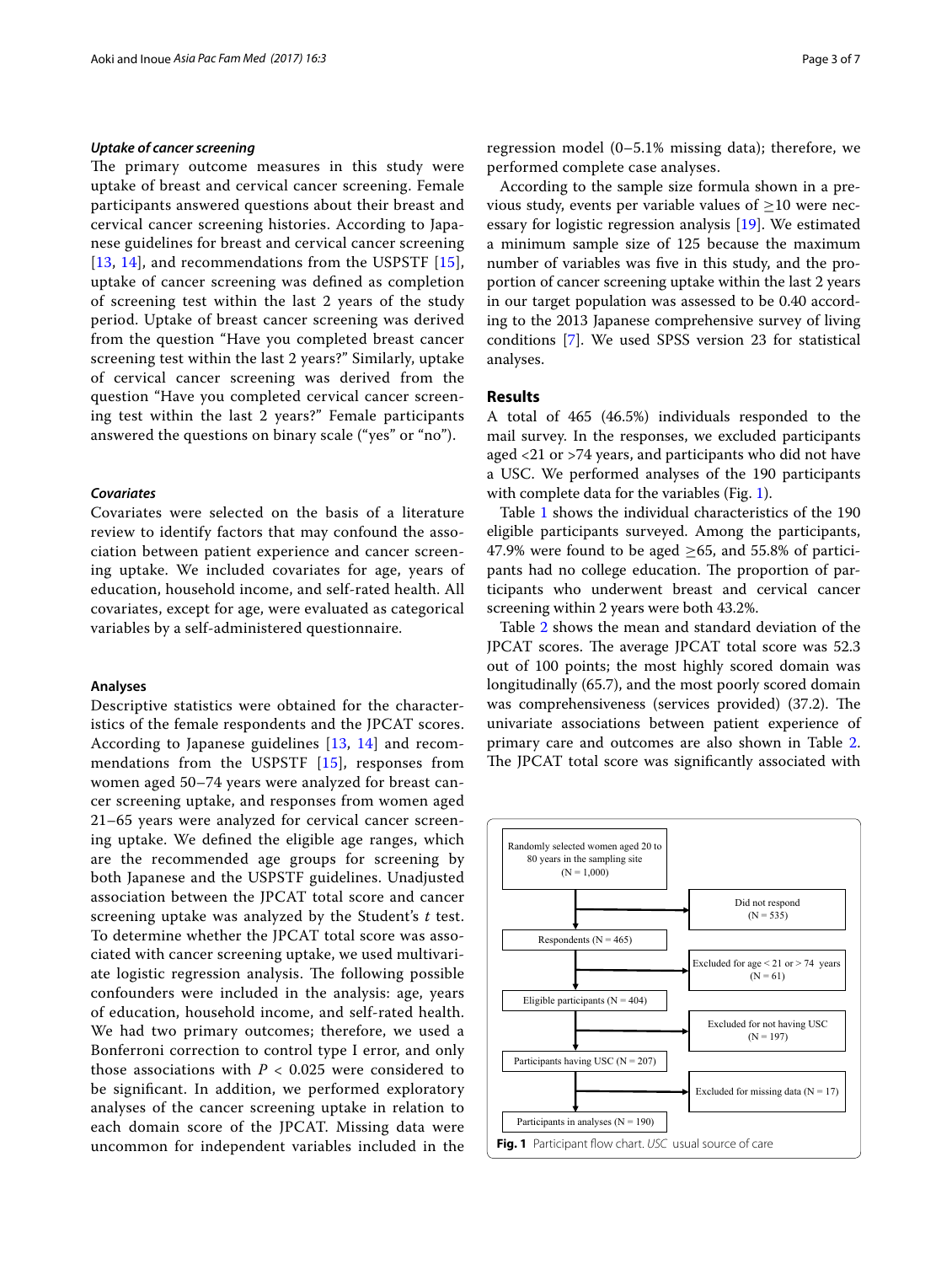### *Uptake of cancer screening*

The primary outcome measures in this study were uptake of breast and cervical cancer screening. Female participants answered questions about their breast and cervical cancer screening histories. According to Japanese guidelines for breast and cervical cancer screening [13, 14], and recommendations from the USPSTF [15], uptake of cancer screening was defined as completion of screening test within the last 2 years of the study period. Uptake of breast cancer screening was derived from the question "Have you completed breast cancer screening test within the last 2 years?" Similarly, uptake of cervical cancer screening was derived from the question "Have you completed cervical cancer screening test within the last 2 years?" Female participants answered the questions on binary scale ("yes" or "no").

### *Covariates*

Covariates were selected on the basis of a literature review to identify factors that may confound the association between patient experience and cancer screening uptake. We included covariates for age, years of education, household income, and self-rated health. All covariates, except for age, were evaluated as categorical variables by a self-administered questionnaire.

### Analyses

Descriptive statistics were obtained for the characteristics of the female respondents and the JPCAT scores. According to Japanese guidelines [13, 14] and recommendations from the USPSTF [15], responses from women aged 50–74 years were analyzed for breast cancer screening uptake, and responses from women aged 21–65 years were analyzed for cervical cancer screening uptake. We defined the eligible age ranges, which are the recommended age groups for screening by both Japanese and the USPSTF guidelines. Unadjusted association between the JPCAT total score and cancer screening uptake was analyzed by the Student's *t* test. To determine whether the JPCAT total score was associated with cancer screening uptake, we used multivariate logistic regression analysis. The following possible confounders were included in the analysis: age, years of education, household income, and self-rated health. We had two primary outcomes; therefore, we used a Bonferroni correction to control type I error, and only those associations with $P < 0.025$ were considered to be significant. In addition, we performed exploratory analyses of the cancer screening uptake in relation to each domain score of the JPCAT. Missing data were uncommon for independent variables included in the regression model (0–5.1% missing data); therefore, we performed complete case analyses.

According to the sample size formula shown in a previous study, events per variable values of ≥10 were necessary for logistic regression analysis [19]. We estimated a minimum sample size of 125 because the maximum number of variables was five in this study, and the proportion of cancer screening uptake within the last 2 years in our target population was assessed to be 0.40 according to the 2013 Japanese comprehensive survey of living conditions [7]. We used SPSS version 23 for statistical analyses.

## Results

A total of 465 (46.5%) individuals responded to the mail survey. In the responses, we excluded participants aged <21 or >74 years, and participants who did not have a USC. We performed analyses of the 190 participants with complete data for the variables (Fig. 1).

Table 1 shows the individual characteristics of the 190 eligible participants surveyed. Among the participants, 47.9% were found to be aged ≥65, and 55.8% of participants had no college education. The proportion of participants who underwent breast and cervical cancer screening within 2 years were both 43.2%.

Table 2 shows the mean and standard deviation of the JPCAT scores. The average JPCAT total score was 52.3 out of 100 points; the most highly scored domain was longitudinally (65.7), and the most poorly scored domain was comprehensiveness (services provided) (37.2). The univariate associations between patient experience of primary care and outcomes are also shown in Table 2. The JPCAT total score was significantly associated with

- Randomly selected women aged 20 to 80 years in the sampling site (N = 1,000)
  - → Did not respond (N = 535)
- Respondents (N = 465)
  - → Excluded for age < 21 or > 74 years (N = 61)
- Eligible participants (N = 404)
  - → Excluded for not having USC (N = 197)
- Participants having USC (N = 207)
  - → Excluded for missing data (N = 17)
- Participants in analyses (N = 190)

**Fig. 1** Participant flow chart. *USC* usual source of care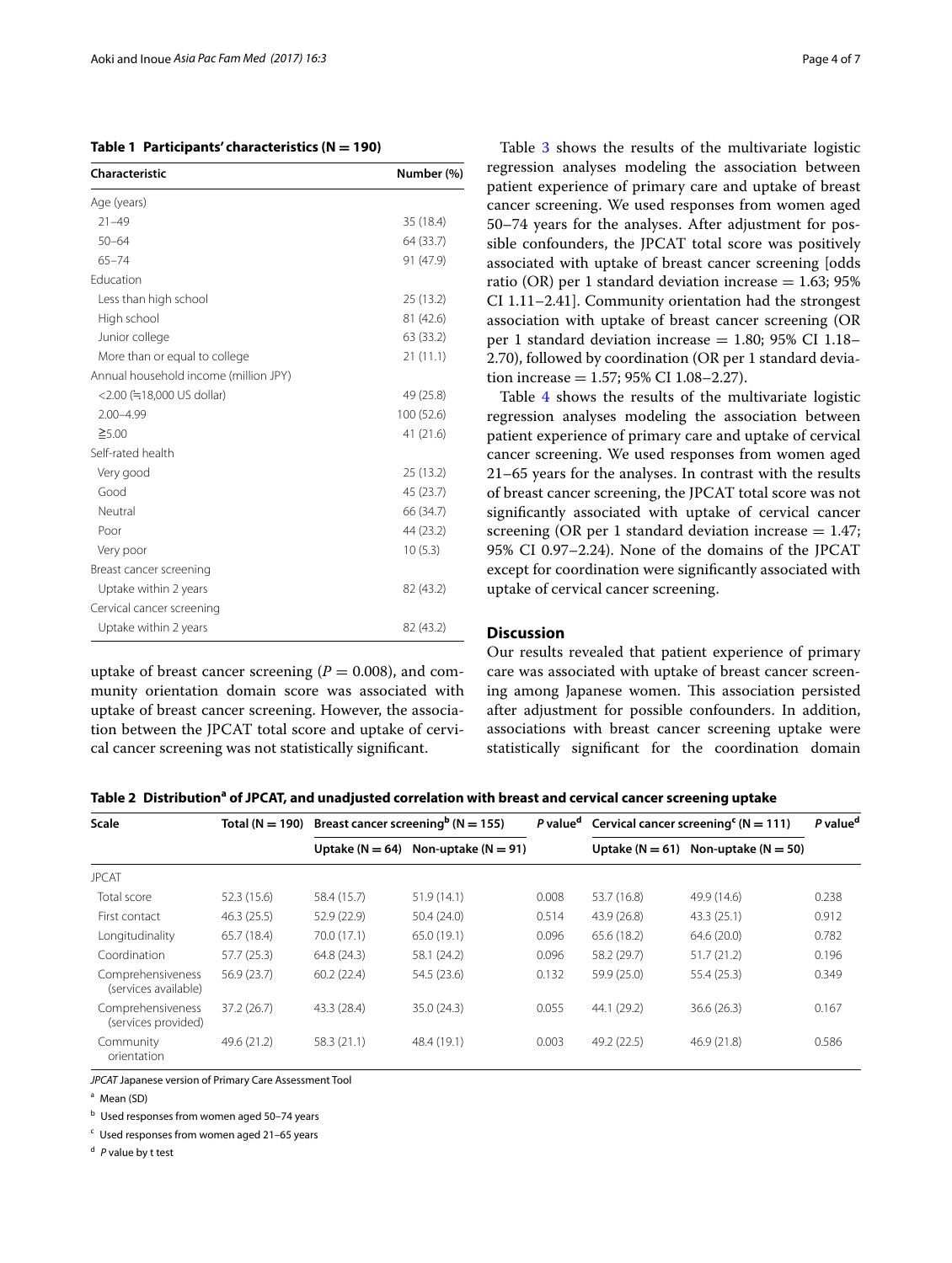**Table 1 Participants' characteristics (N = 190)**

| Characteristic | Number (%) |
|---|---|
| Age (years) | |
| 21–49 | 35 (18.4) |
| 50–64 | 64 (33.7) |
| 65–74 | 91 (47.9) |
| Education | |
| Less than high school | 25 (13.2) |
| High school | 81 (42.6) |
| Junior college | 63 (33.2) |
| More than or equal to college | 21 (11.1) |
| Annual household income (million JPY) | |
| <2.00 (≒18,000 US dollar) | 49 (25.8) |
| 2.00–4.99 | 100 (52.6) |
| ≧5.00 | 41 (21.6) |
| Self-rated health | |
| Very good | 25 (13.2) |
| Good | 45 (23.7) |
| Neutral | 66 (34.7) |
| Poor | 44 (23.2) |
| Very poor | 10 (5.3) |
| Breast cancer screening | |
| Uptake within 2 years | 82 (43.2) |
| Cervical cancer screening | |
| Uptake within 2 years | 82 (43.2) |

uptake of breast cancer screening ($P = 0.008$), and community orientation domain score was associated with uptake of breast cancer screening. However, the association between the JPCAT total score and uptake of cervical cancer screening was not statistically significant.

Table 3 shows the results of the multivariate logistic regression analyses modeling the association between patient experience of primary care and uptake of breast cancer screening. We used responses from women aged 50–74 years for the analyses. After adjustment for possible confounders, the JPCAT total score was positively associated with uptake of breast cancer screening [odds ratio (OR) per 1 standard deviation increase = 1.63; 95% CI 1.11–2.41]. Community orientation had the strongest association with uptake of breast cancer screening (OR per 1 standard deviation increase = 1.80; 95% CI 1.18–2.70), followed by coordination (OR per 1 standard deviation increase = 1.57; 95% CI 1.08–2.27).

Table 4 shows the results of the multivariate logistic regression analyses modeling the association between patient experience of primary care and uptake of cervical cancer screening. We used responses from women aged 21–65 years for the analyses. In contrast with the results of breast cancer screening, the JPCAT total score was not significantly associated with uptake of cervical cancer screening (OR per 1 standard deviation increase = 1.47; 95% CI 0.97–2.24). None of the domains of the JPCAT except for coordination were significantly associated with uptake of cervical cancer screening.

## Discussion

Our results revealed that patient experience of primary care was associated with uptake of breast cancer screening among Japanese women. This association persisted after adjustment for possible confounders. In addition, associations with breast cancer screening uptake were statistically significant for the coordination domain

**Table 2 Distribution[a] of JPCAT, and unadjusted correlation with breast and cervical cancer screening uptake**

| Scale | Total (N = 190) | Breast cancer screening[b] (N = 155) | | P value[d] | Cervical cancer screening[c] (N = 111) | | P value[d] |
|---|---|---|---|---|---|---|---|
| | | Uptake (N = 64) | Non-uptake (N = 91) | | Uptake (N = 61) | Non-uptake (N = 50) | |
| JPCAT | | | | | | | |
| Total score | 52.3 (15.6) | 58.4 (15.7) | 51.9 (14.1) | 0.008 | 53.7 (16.8) | 49.9 (14.6) | 0.238 |
| First contact | 46.3 (25.5) | 52.9 (22.9) | 50.4 (24.0) | 0.514 | 43.9 (26.8) | 43.3 (25.1) | 0.912 |
| Longitudinality | 65.7 (18.4) | 70.0 (17.1) | 65.0 (19.1) | 0.096 | 65.6 (18.2) | 64.6 (20.0) | 0.782 |
| Coordination | 57.7 (25.3) | 64.8 (24.3) | 58.1 (24.2) | 0.096 | 58.2 (29.7) | 51.7 (21.2) | 0.196 |
| Comprehensiveness (services available) | 56.9 (23.7) | 60.2 (22.4) | 54.5 (23.6) | 0.132 | 59.9 (25.0) | 55.4 (25.3) | 0.349 |
| Comprehensiveness (services provided) | 37.2 (26.7) | 43.3 (28.4) | 35.0 (24.3) | 0.055 | 44.1 (29.2) | 36.6 (26.3) | 0.167 |
| Community orientation | 49.6 (21.2) | 58.3 (21.1) | 48.4 (19.1) | 0.003 | 49.2 (22.5) | 46.9 (21.8) | 0.586 |

*JPCAT* Japanese version of Primary Care Assessment Tool

[a] Mean (SD)

[b] Used responses from women aged 50–74 years

[c] Used responses from women aged 21–65 years

[d] *P* value by t test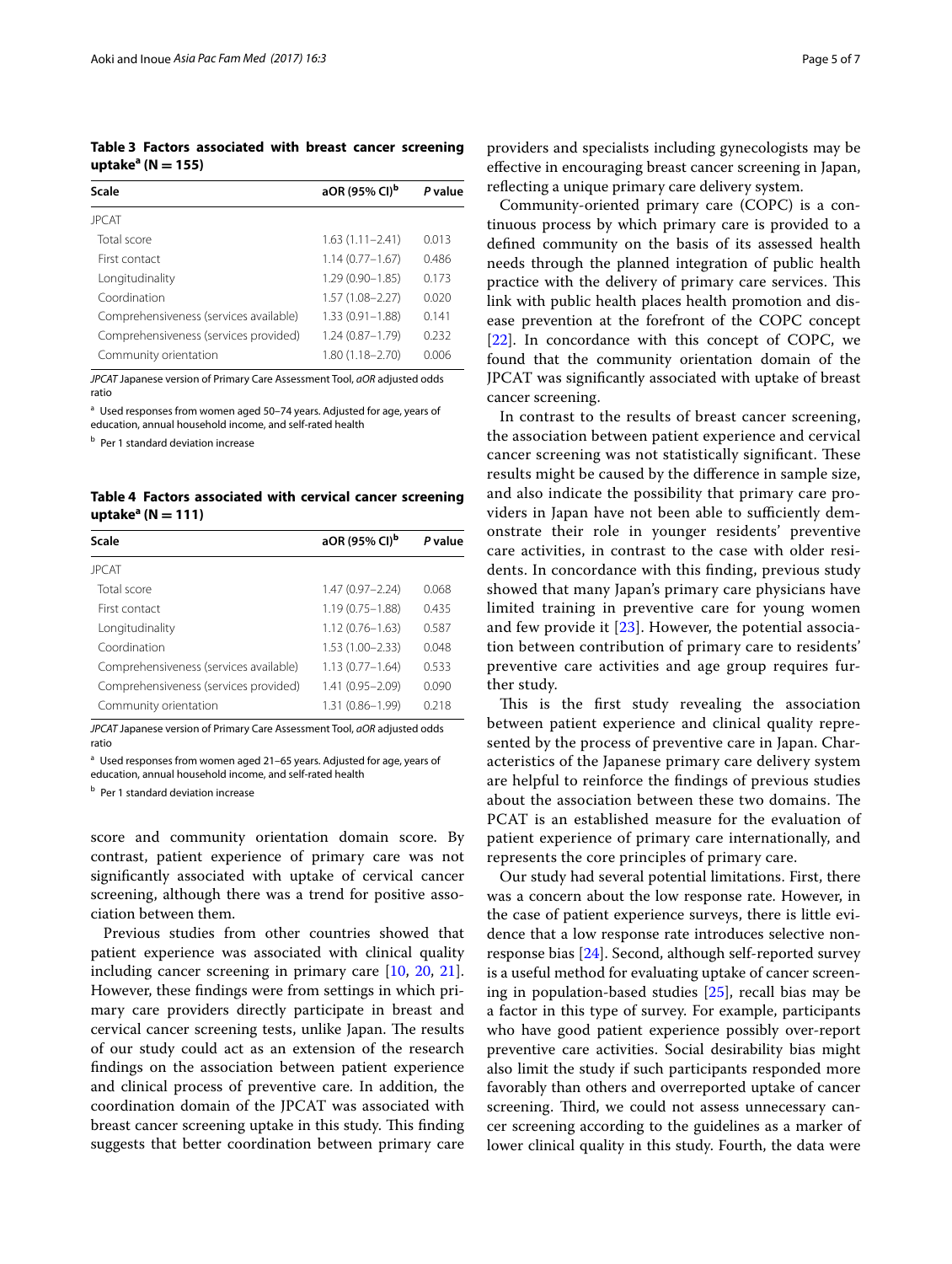**Table 3 Factors associated with breast cancer screening uptake[a] (N = 155)**

| Scale | aOR (95% CI)[b] | P value |
|---|---|---|
| JPCAT | | |
| Total score | 1.63 (1.11–2.41) | 0.013 |
| First contact | 1.14 (0.77–1.67) | 0.486 |
| Longitudinality | 1.29 (0.90–1.85) | 0.173 |
| Coordination | 1.57 (1.08–2.27) | 0.020 |
| Comprehensiveness (services available) | 1.33 (0.91–1.88) | 0.141 |
| Comprehensiveness (services provided) | 1.24 (0.87–1.79) | 0.232 |
| Community orientation | 1.80 (1.18–2.70) | 0.006 |

*JPCAT* Japanese version of Primary Care Assessment Tool, *aOR* adjusted odds ratio

[a] Used responses from women aged 50–74 years. Adjusted for age, years of education, annual household income, and self-rated health

[b] Per 1 standard deviation increase

**Table 4 Factors associated with cervical cancer screening uptake[a] (N = 111)**

| Scale | aOR (95% CI)[b] | P value |
|---|---|---|
| JPCAT | | |
| Total score | 1.47 (0.97–2.24) | 0.068 |
| First contact | 1.19 (0.75–1.88) | 0.435 |
| Longitudinality | 1.12 (0.76–1.63) | 0.587 |
| Coordination | 1.53 (1.00–2.33) | 0.048 |
| Comprehensiveness (services available) | 1.13 (0.77–1.64) | 0.533 |
| Comprehensiveness (services provided) | 1.41 (0.95–2.09) | 0.090 |
| Community orientation | 1.31 (0.86–1.99) | 0.218 |

*JPCAT* Japanese version of Primary Care Assessment Tool, *aOR* adjusted odds ratio

[a] Used responses from women aged 21–65 years. Adjusted for age, years of education, annual household income, and self-rated health

[b] Per 1 standard deviation increase

score and community orientation domain score. By contrast, patient experience of primary care was not significantly associated with uptake of cervical cancer screening, although there was a trend for positive association between them.

Previous studies from other countries showed that patient experience was associated with clinical quality including cancer screening in primary care [10, 20, 21]. However, these findings were from settings in which primary care providers directly participate in breast and cervical cancer screening tests, unlike Japan. The results of our study could act as an extension of the research findings on the association between patient experience and clinical process of preventive care. In addition, the coordination domain of the JPCAT was associated with breast cancer screening uptake in this study. This finding suggests that better coordination between primary care providers and specialists including gynecologists may be effective in encouraging breast cancer screening in Japan, reflecting a unique primary care delivery system.

Community-oriented primary care (COPC) is a continuous process by which primary care is provided to a defined community on the basis of its assessed health needs through the planned integration of public health practice with the delivery of primary care services. This link with public health places health promotion and disease prevention at the forefront of the COPC concept [22]. In concordance with this concept of COPC, we found that the community orientation domain of the JPCAT was significantly associated with uptake of breast cancer screening.

In contrast to the results of breast cancer screening, the association between patient experience and cervical cancer screening was not statistically significant. These results might be caused by the difference in sample size, and also indicate the possibility that primary care providers in Japan have not been able to sufficiently demonstrate their role in younger residents' preventive care activities, in contrast to the case with older residents. In concordance with this finding, previous study showed that many Japan's primary care physicians have limited training in preventive care for young women and few provide it [23]. However, the potential association between contribution of primary care to residents' preventive care activities and age group requires further study.

This is the first study revealing the association between patient experience and clinical quality represented by the process of preventive care in Japan. Characteristics of the Japanese primary care delivery system are helpful to reinforce the findings of previous studies about the association between these two domains. The PCAT is an established measure for the evaluation of patient experience of primary care internationally, and represents the core principles of primary care.

Our study had several potential limitations. First, there was a concern about the low response rate. However, in the case of patient experience surveys, there is little evidence that a low response rate introduces selective non-response bias [24]. Second, although self-reported survey is a useful method for evaluating uptake of cancer screening in population-based studies [25], recall bias may be a factor in this type of survey. For example, participants who have good patient experience possibly over-report preventive care activities. Social desirability bias might also limit the study if such participants responded more favorably than others and overreported uptake of cancer screening. Third, we could not assess unnecessary cancer screening according to the guidelines as a marker of lower clinical quality in this study. Fourth, the data were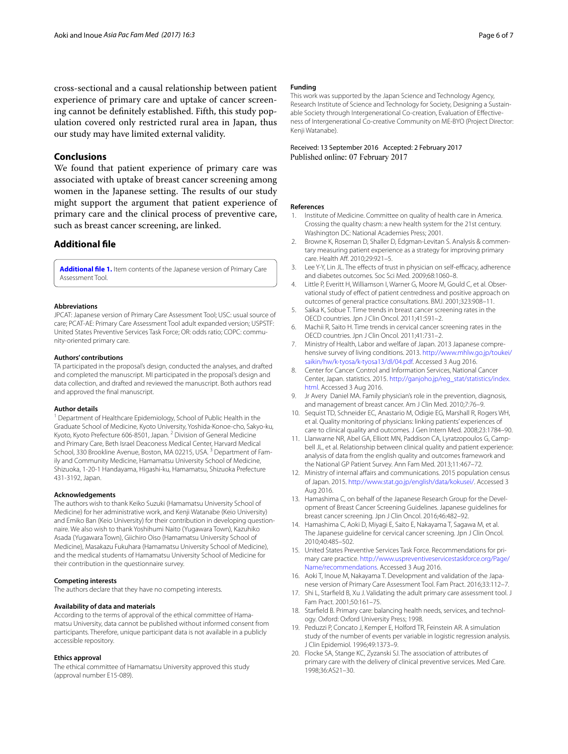cross-sectional and a causal relationship between patient experience of primary care and uptake of cancer screening cannot be definitely established. Fifth, this study population covered only restricted rural area in Japan, thus our study may have limited external validity.

## Conclusions

We found that patient experience of primary care was associated with uptake of breast cancer screening among women in the Japanese setting. The results of our study might support the argument that patient experience of primary care and the clinical process of preventive care, such as breast cancer screening, are linked.

## Additional file

**Additional file 1.** Item contents of the Japanese version of Primary Care Assessment Tool.

### Abbreviations

JPCAT: Japanese version of Primary Care Assessment Tool; USC: usual source of care; PCAT-AE: Primary Care Assessment Tool adult expanded version; USPSTF: United States Preventive Services Task Force; OR: odds ratio; COPC: community-oriented primary care.

### Authors' contributions

TA participated in the proposal's design, conducted the analyses, and drafted and completed the manuscript. MI participated in the proposal's design and data collection, and drafted and reviewed the manuscript. Both authors read and approved the final manuscript.

### Author details

[1] Department of Healthcare Epidemiology, School of Public Health in the Graduate School of Medicine, Kyoto University, Yoshida-Konoe-cho, Sakyo-ku, Kyoto, Kyoto Prefecture 606-8501, Japan. [2] Division of General Medicine and Primary Care, Beth Israel Deaconess Medical Center, Harvard Medical School, 330 Brookline Avenue, Boston, MA 02215, USA. [3] Department of Family and Community Medicine, Hamamatsu University School of Medicine, Shizuoka, 1-20-1 Handayama, Higashi-ku, Hamamatsu, Shizuoka Prefecture 431-3192, Japan.

### Acknowledgements

The authors wish to thank Keiko Suzuki (Hamamatsu University School of Medicine) for her administrative work, and Kenji Watanabe (Keio University) and Emiko Ban (Keio University) for their contribution in developing questionnaire. We also wish to thank Yoshihumi Naito (Yugawara Town), Kazuhiko Asada (Yugawara Town), Giichiro Oiso (Hamamatsu University School of Medicine), Masakazu Fukuhara (Hamamatsu University School of Medicine), and the medical students of Hamamatsu University School of Medicine for their contribution in the questionnaire survey.

### Competing interests

The authors declare that they have no competing interests.

### Availability of data and materials

According to the terms of approval of the ethical committee of Hamamatsu University, data cannot be published without informed consent from participants. Therefore, unique participant data is not available in a publicly accessible repository.

### Ethics approval

The ethical committee of Hamamatsu University approved this study (approval number E15-089).

### Funding

This work was supported by the Japan Science and Technology Agency, Research Institute of Science and Technology for Society, Designing a Sustainable Society through Intergenerational Co-creation, Evaluation of Effectiveness of Intergenerational Co-creative Community on ME-BYO (Project Director: Kenji Watanabe).

Received: 13 September 2016 Accepted: 2 February 2017
Published online: 07 February 2017

### References

1. Institute of Medicine. Committee on quality of health care in America. Crossing the quality chasm: a new health system for the 21st century. Washington DC: National Academies Press; 2001.
2. Browne K, Roseman D, Shaller D, Edgman-Levitan S. Analysis & commentary measuring patient experience as a strategy for improving primary care. Health Aff. 2010;29:921–5.
3. Lee Y-Y, Lin JL. The effects of trust in physician on self-efficacy, adherence and diabetes outcomes. Soc Sci Med. 2009;68:1060–8.
4. Little P, Everitt H, Williamson I, Warner G, Moore M, Gould C, et al. Observational study of effect of patient centredness and positive approach on outcomes of general practice consultations. BMJ. 2001;323:908–11.
5. Saika K, Sobue T. Time trends in breast cancer screening rates in the OECD countries. Jpn J Clin Oncol. 2011;41:591–2.
6. Machii R, Saito H. Time trends in cervical cancer screening rates in the OECD countries. Jpn J Clin Oncol. 2011;41:731–2.
7. Ministry of Health, Labor and welfare of Japan. 2013 Japanese comprehensive survey of living conditions. 2013. http://www.mhlw.go.jp/toukei/saikin/hw/k-tyosa/k-tyosa13/dl/04.pdf. Accessed 3 Aug 2016.
8. Center for Cancer Control and Information Services, National Cancer Center, Japan. statistics. 2015. http://ganjoho.jp/reg_stat/statistics/index.html. Accessed 3 Aug 2016.
9. Jr Avery Daniel MA. Family physician's role in the prevention, diagnosis, and management of breast cancer. Am J Clin Med. 2010;7:76–9.
10. Sequist TD, Schneider EC, Anastario M, Odigie EG, Marshall R, Rogers WH, et al. Quality monitoring of physicians: linking patients' experiences of care to clinical quality and outcomes. J Gen Intern Med. 2008;23:1784–90.
11. Llanwarne NR, Abel GA, Elliott MN, Paddison CA, Lyratzopoulos G, Campbell JL, et al. Relationship between clinical quality and patient experience: analysis of data from the english quality and outcomes framework and the National GP Patient Survey. Ann Fam Med. 2013;11:467–72.
12. Ministry of internal affairs and communications. 2015 population census of Japan. 2015. http://www.stat.go.jp/english/data/kokusei/. Accessed 3 Aug 2016.
13. Hamashima C, on behalf of the Japanese Research Group for the Development of Breast Cancer Screening Guidelines. Japanese guidelines for breast cancer screening. Jpn J Clin Oncol. 2016;46:482–92.
14. Hamashima C, Aoki D, Miyagi E, Saito E, Nakayama T, Sagawa M, et al. The Japanese guideline for cervical cancer screening. Jpn J Clin Oncol. 2010;40:485–502.
15. United States Preventive Services Task Force. Recommendations for primary care practice. http://www.uspreventiveservicestaskforce.org/Page/Name/recommendations. Accessed 3 Aug 2016.
16. Aoki T, Inoue M, Nakayama T. Development and validation of the Japanese version of Primary Care Assessment Tool. Fam Pract. 2016;33:112–7.
17. Shi L, Starfield B, Xu J. Validating the adult primary care assessment tool. J Fam Pract. 2001;50:161–75.
18. Starfield B. Primary care: balancing health needs, services, and technology. Oxford: Oxford University Press; 1998.
19. Peduzzi P, Concato J, Kemper E, Holford TR, Feinstein AR. A simulation study of the number of events per variable in logistic regression analysis. J Clin Epidemiol. 1996;49:1373–9.
20. Flocke SA, Stange KC, Zyzanski SJ. The association of attributes of primary care with the delivery of clinical preventive services. Med Care. 1998;36:AS21–30.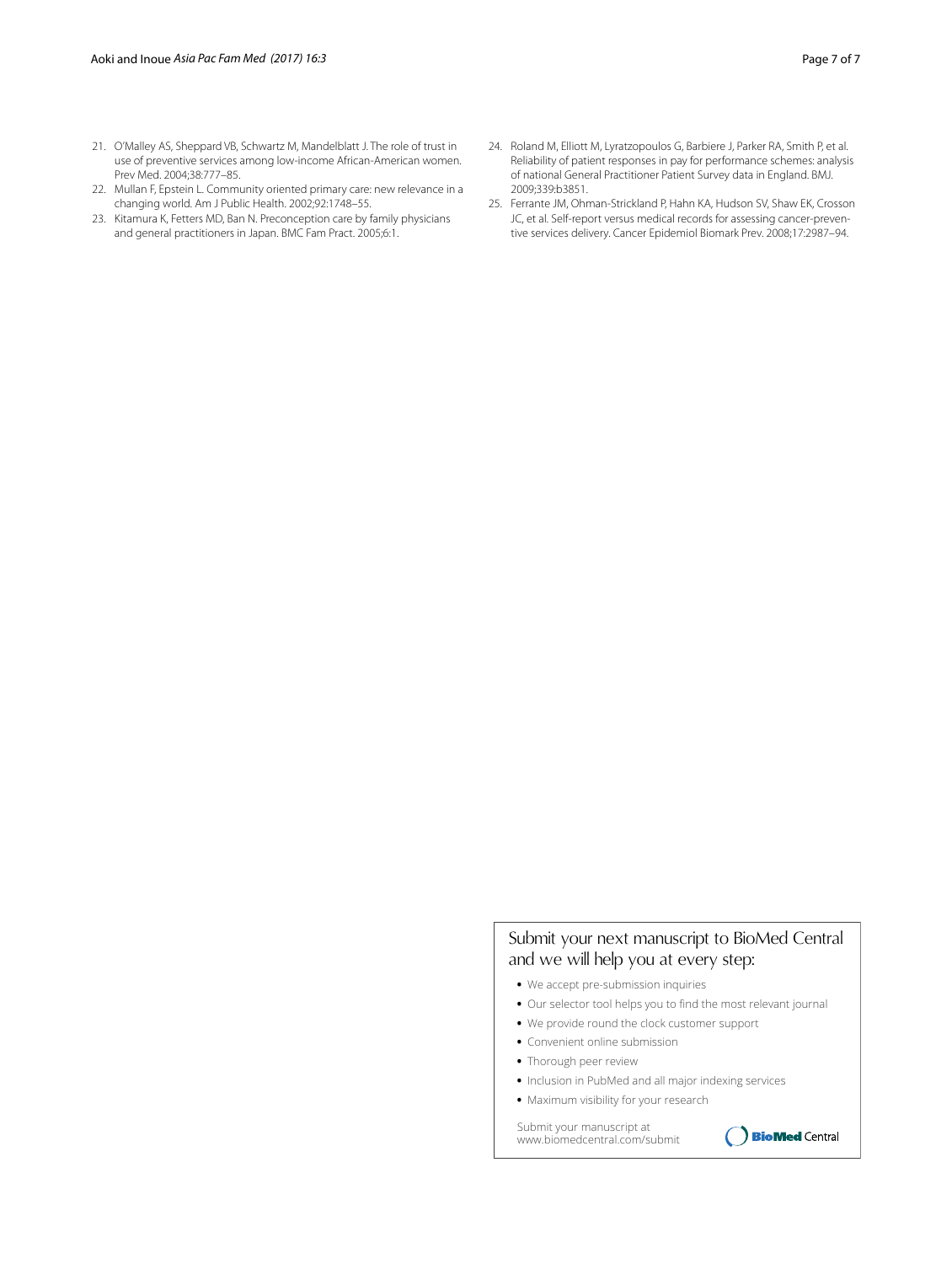21. O'Malley AS, Sheppard VB, Schwartz M, Mandelblatt J. The role of trust in use of preventive services among low-income African-American women. Prev Med. 2004;38:777–85.
22. Mullan F, Epstein L. Community oriented primary care: new relevance in a changing world. Am J Public Health. 2002;92:1748–55.
23. Kitamura K, Fetters MD, Ban N. Preconception care by family physicians and general practitioners in Japan. BMC Fam Pract. 2005;6:1.
24. Roland M, Elliott M, Lyratzopoulos G, Barbiere J, Parker RA, Smith P, et al. Reliability of patient responses in pay for performance schemes: analysis of national General Practitioner Patient Survey data in England. BMJ. 2009;339:b3851.
25. Ferrante JM, Ohman-Strickland P, Hahn KA, Hudson SV, Shaw EK, Crosson JC, et al. Self-report versus medical records for assessing cancer-preventive services delivery. Cancer Epidemiol Biomark Prev. 2008;17:2987–94.

Submit your next manuscript to BioMed Central and we will help you at every step:

- We accept pre-submission inquiries
- Our selector tool helps you to find the most relevant journal
- We provide round the clock customer support
- Convenient online submission
- Thorough peer review
- Inclusion in PubMed and all major indexing services
- Maximum visibility for your research

Submit your manuscript at
www.biomedcentral.com/submit

BioMed Central